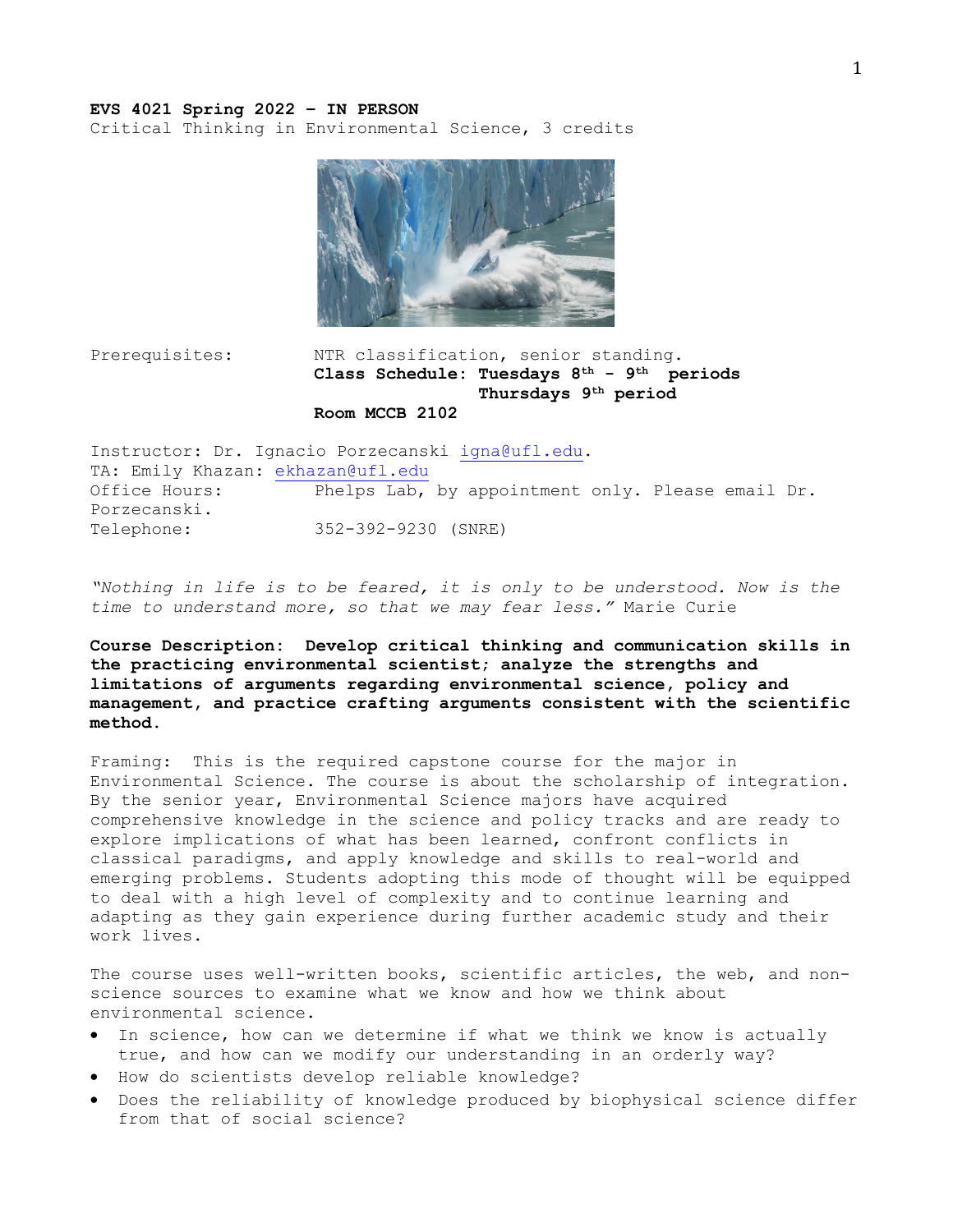**EVS 4021 Spring 2022 – IN PERSON**
Critical Thinking in Environmental Science, 3 credits

Prerequisites: NTR classification, senior standing.
**Class Schedule: Tuesdays 8th – 9th periods**
**Thursdays 9th period**
**Room MCCB 2102**

Instructor: Dr. Ignacio Porzecanski igna@ufl.edu.
TA: Emily Khazan: ekhazan@ufl.edu
Office Hours: Phelps Lab, by appointment only. Please email Dr. Porzecanski.
Telephone: 352-392-9230 (SNRE)

*"Nothing in life is to be feared, it is only to be understood. Now is the time to understand more, so that we may fear less."* Marie Curie

**Course Description: Develop critical thinking and communication skills in the practicing environmental scientist; analyze the strengths and limitations of arguments regarding environmental science, policy and management, and practice crafting arguments consistent with the scientific method.**

Framing: This is the required capstone course for the major in Environmental Science. The course is about the scholarship of integration. By the senior year, Environmental Science majors have acquired comprehensive knowledge in the science and policy tracks and are ready to explore implications of what has been learned, confront conflicts in classical paradigms, and apply knowledge and skills to real-world and emerging problems. Students adopting this mode of thought will be equipped to deal with a high level of complexity and to continue learning and adapting as they gain experience during further academic study and their work lives.

The course uses well-written books, scientific articles, the web, and non-science sources to examine what we know and how we think about environmental science.

- In science, how can we determine if what we think we know is actually true, and how can we modify our understanding in an orderly way?
- How do scientists develop reliable knowledge?
- Does the reliability of knowledge produced by biophysical science differ from that of social science?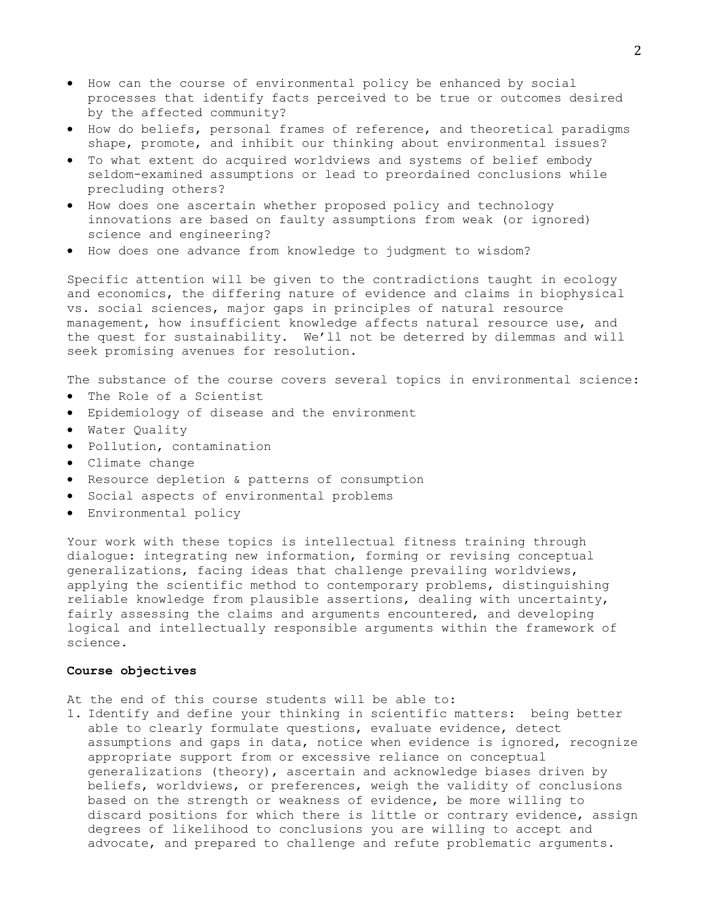- How can the course of environmental policy be enhanced by social processes that identify facts perceived to be true or outcomes desired by the affected community?
- How do beliefs, personal frames of reference, and theoretical paradigms shape, promote, and inhibit our thinking about environmental issues?
- To what extent do acquired worldviews and systems of belief embody seldom-examined assumptions or lead to preordained conclusions while precluding others?
- How does one ascertain whether proposed policy and technology innovations are based on faulty assumptions from weak (or ignored) science and engineering?
- How does one advance from knowledge to judgment to wisdom?

Specific attention will be given to the contradictions taught in ecology and economics, the differing nature of evidence and claims in biophysical vs. social sciences, major gaps in principles of natural resource management, how insufficient knowledge affects natural resource use, and the quest for sustainability. We'll not be deterred by dilemmas and will seek promising avenues for resolution.

The substance of the course covers several topics in environmental science:

- The Role of a Scientist
- Epidemiology of disease and the environment
- Water Quality
- Pollution, contamination
- Climate change
- Resource depletion & patterns of consumption
- Social aspects of environmental problems
- Environmental policy

Your work with these topics is intellectual fitness training through dialogue: integrating new information, forming or revising conceptual generalizations, facing ideas that challenge prevailing worldviews, applying the scientific method to contemporary problems, distinguishing reliable knowledge from plausible assertions, dealing with uncertainty, fairly assessing the claims and arguments encountered, and developing logical and intellectually responsible arguments within the framework of science.

**Course objectives**

At the end of this course students will be able to:

1. Identify and define your thinking in scientific matters: being better able to clearly formulate questions, evaluate evidence, detect assumptions and gaps in data, notice when evidence is ignored, recognize appropriate support from or excessive reliance on conceptual generalizations (theory), ascertain and acknowledge biases driven by beliefs, worldviews, or preferences, weigh the validity of conclusions based on the strength or weakness of evidence, be more willing to discard positions for which there is little or contrary evidence, assign degrees of likelihood to conclusions you are willing to accept and advocate, and prepared to challenge and refute problematic arguments.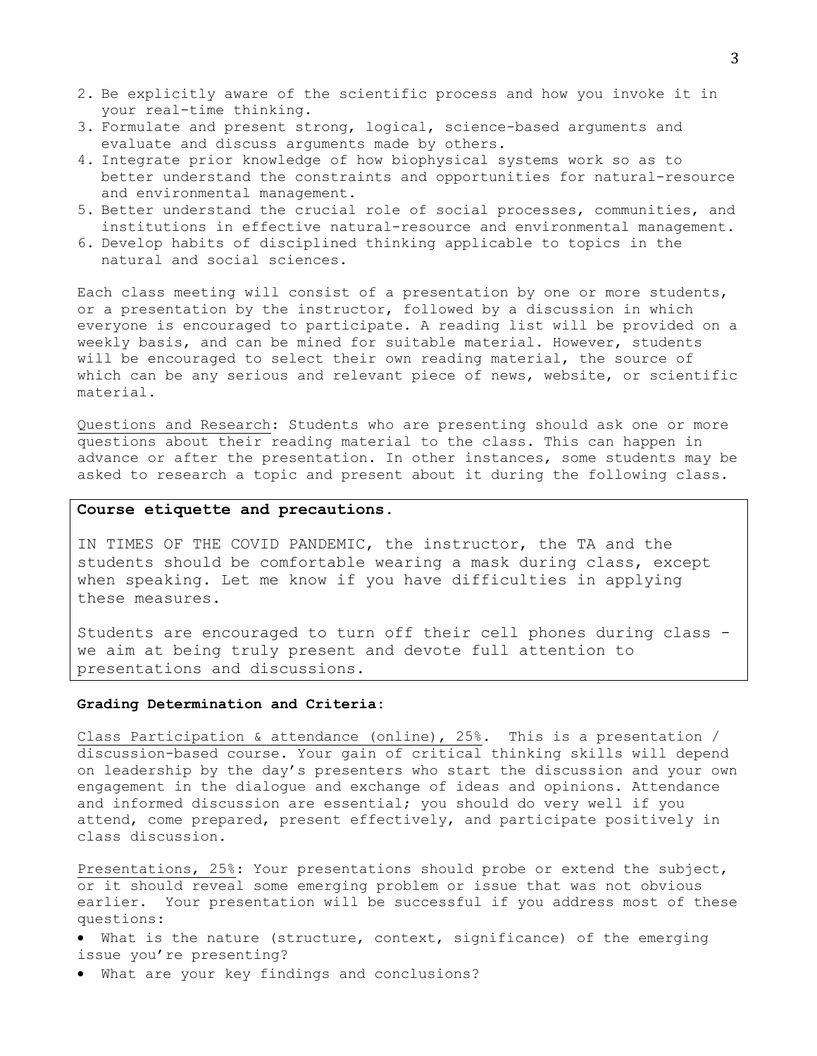2. Be explicitly aware of the scientific process and how you invoke it in your real-time thinking.
3. Formulate and present strong, logical, science-based arguments and evaluate and discuss arguments made by others.
4. Integrate prior knowledge of how biophysical systems work so as to better understand the constraints and opportunities for natural-resource and environmental management.
5. Better understand the crucial role of social processes, communities, and institutions in effective natural-resource and environmental management.
6. Develop habits of disciplined thinking applicable to topics in the natural and social sciences.

Each class meeting will consist of a presentation by one or more students, or a presentation by the instructor, followed by a discussion in which everyone is encouraged to participate. A reading list will be provided on a weekly basis, and can be mined for suitable material. However, students will be encouraged to select their own reading material, the source of which can be any serious and relevant piece of news, website, or scientific material.

Questions and Research: Students who are presenting should ask one or more questions about their reading material to the class. This can happen in advance or after the presentation. In other instances, some students may be asked to research a topic and present about it during the following class.

**Course etiquette and precautions.**

IN TIMES OF THE COVID PANDEMIC, the instructor, the TA and the students should be comfortable wearing a mask during class, except when speaking. Let me know if you have difficulties in applying these measures.

Students are encouraged to turn off their cell phones during class - we aim at being truly present and devote full attention to presentations and discussions.

**Grading Determination and Criteria:**

Class Participation & attendance (online), 25%. This is a presentation / discussion-based course. Your gain of critical thinking skills will depend on leadership by the day's presenters who start the discussion and your own engagement in the dialogue and exchange of ideas and opinions. Attendance and informed discussion are essential; you should do very well if you attend, come prepared, present effectively, and participate positively in class discussion.

Presentations, 25%: Your presentations should probe or extend the subject, or it should reveal some emerging problem or issue that was not obvious earlier. Your presentation will be successful if you address most of these questions:

- What is the nature (structure, context, significance) of the emerging issue you're presenting?
- What are your key findings and conclusions?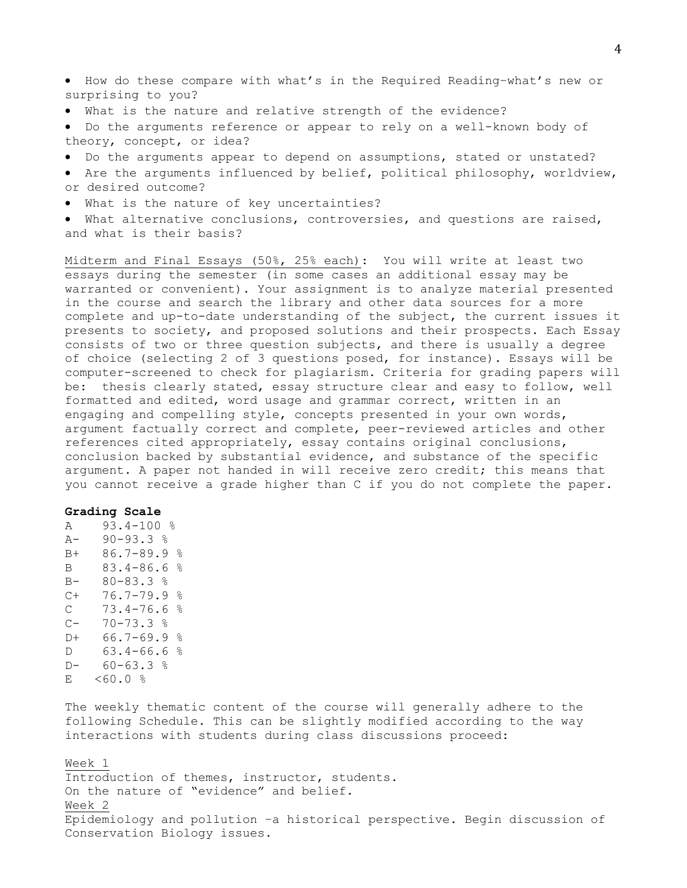- How do these compare with what's in the Required Reading–what's new or surprising to you?
- What is the nature and relative strength of the evidence?
- Do the arguments reference or appear to rely on a well-known body of theory, concept, or idea?
- Do the arguments appear to depend on assumptions, stated or unstated?
- Are the arguments influenced by belief, political philosophy, worldview, or desired outcome?
- What is the nature of key uncertainties?
- What alternative conclusions, controversies, and questions are raised, and what is their basis?

Midterm and Final Essays (50%, 25% each): You will write at least two essays during the semester (in some cases an additional essay may be warranted or convenient). Your assignment is to analyze material presented in the course and search the library and other data sources for a more complete and up-to-date understanding of the subject, the current issues it presents to society, and proposed solutions and their prospects. Each Essay consists of two or three question subjects, and there is usually a degree of choice (selecting 2 of 3 questions posed, for instance). Essays will be computer-screened to check for plagiarism. Criteria for grading papers will be: thesis clearly stated, essay structure clear and easy to follow, well formatted and edited, word usage and grammar correct, written in an engaging and compelling style, concepts presented in your own words, argument factually correct and complete, peer-reviewed articles and other references cited appropriately, essay contains original conclusions, conclusion backed by substantial evidence, and substance of the specific argument. A paper not handed in will receive zero credit; this means that you cannot receive a grade higher than C if you do not complete the paper.

**Grading Scale**

| Grade | Range |
|---|---|
| A | 93.4-100 % |
| A- | 90-93.3 % |
| B+ | 86.7-89.9 % |
| B | 83.4-86.6 % |
| B- | 80-83.3 % |
| C+ | 76.7-79.9 % |
| C | 73.4-76.6 % |
| C- | 70-73.3 % |
| D+ | 66.7-69.9 % |
| D | 63.4-66.6 % |
| D- | 60-63.3 % |
| E | <60.0 % |

The weekly thematic content of the course will generally adhere to the following Schedule. This can be slightly modified according to the way interactions with students during class discussions proceed:

Week 1
Introduction of themes, instructor, students.
On the nature of "evidence" and belief.

Week 2
Epidemiology and pollution –a historical perspective. Begin discussion of Conservation Biology issues.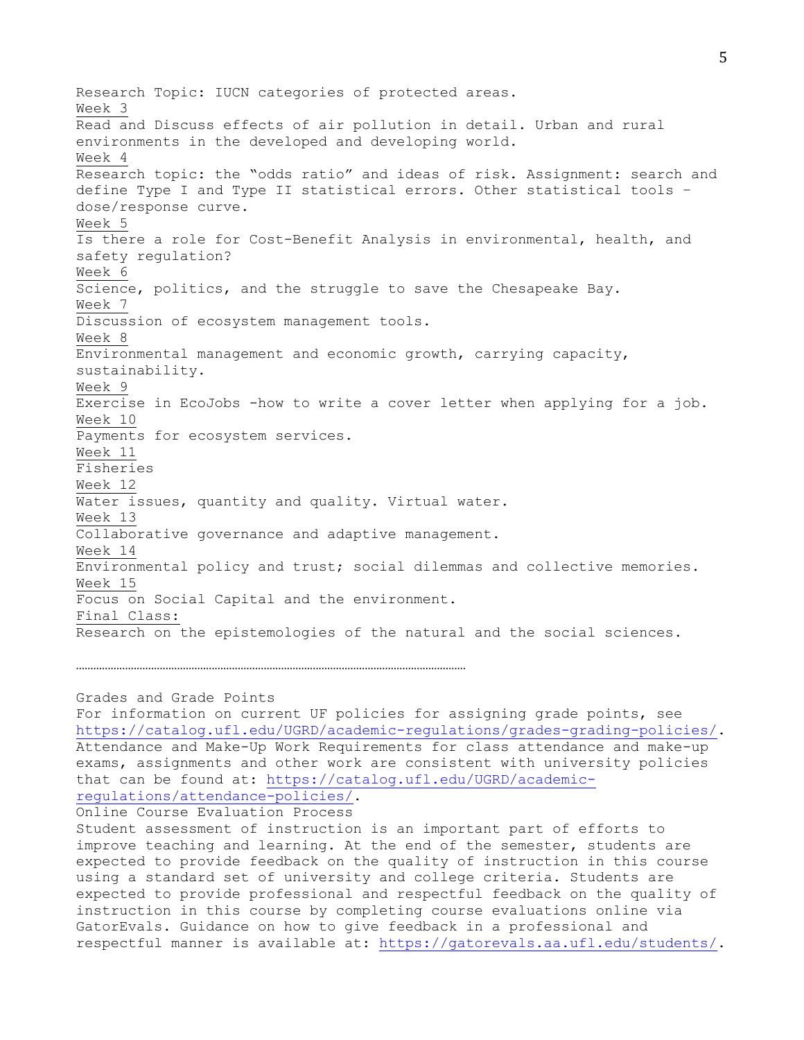Research Topic: IUCN categories of protected areas.

Week 3

Read and Discuss effects of air pollution in detail. Urban and rural environments in the developed and developing world.

Week 4

Research topic: the "odds ratio" and ideas of risk. Assignment: search and define Type I and Type II statistical errors. Other statistical tools – dose/response curve.

Week 5

Is there a role for Cost-Benefit Analysis in environmental, health, and safety regulation?

Week 6

Science, politics, and the struggle to save the Chesapeake Bay.

Week 7

Discussion of ecosystem management tools.

Week 8

Environmental management and economic growth, carrying capacity, sustainability.

Week 9

Exercise in EcoJobs -how to write a cover letter when applying for a job.

Week 10

Payments for ecosystem services.

Week 11

Fisheries

Week 12

Water issues, quantity and quality. Virtual water.

Week 13

Collaborative governance and adaptive management.

Week 14

Environmental policy and trust; social dilemmas and collective memories.

Week 15

Focus on Social Capital and the environment.

Final Class:

Research on the epistemologies of the natural and the social sciences.

……………………………………………………………………………………………………

Grades and Grade Points

For information on current UF policies for assigning grade points, see https://catalog.ufl.edu/UGRD/academic-regulations/grades-grading-policies/.

Attendance and Make-Up Work Requirements for class attendance and make-up exams, assignments and other work are consistent with university policies that can be found at: https://catalog.ufl.edu/UGRD/academic-regulations/attendance-policies/.

Online Course Evaluation Process

Student assessment of instruction is an important part of efforts to improve teaching and learning. At the end of the semester, students are expected to provide feedback on the quality of instruction in this course using a standard set of university and college criteria. Students are expected to provide professional and respectful feedback on the quality of instruction in this course by completing course evaluations online via GatorEvals. Guidance on how to give feedback in a professional and respectful manner is available at: https://gatorevals.aa.ufl.edu/students/.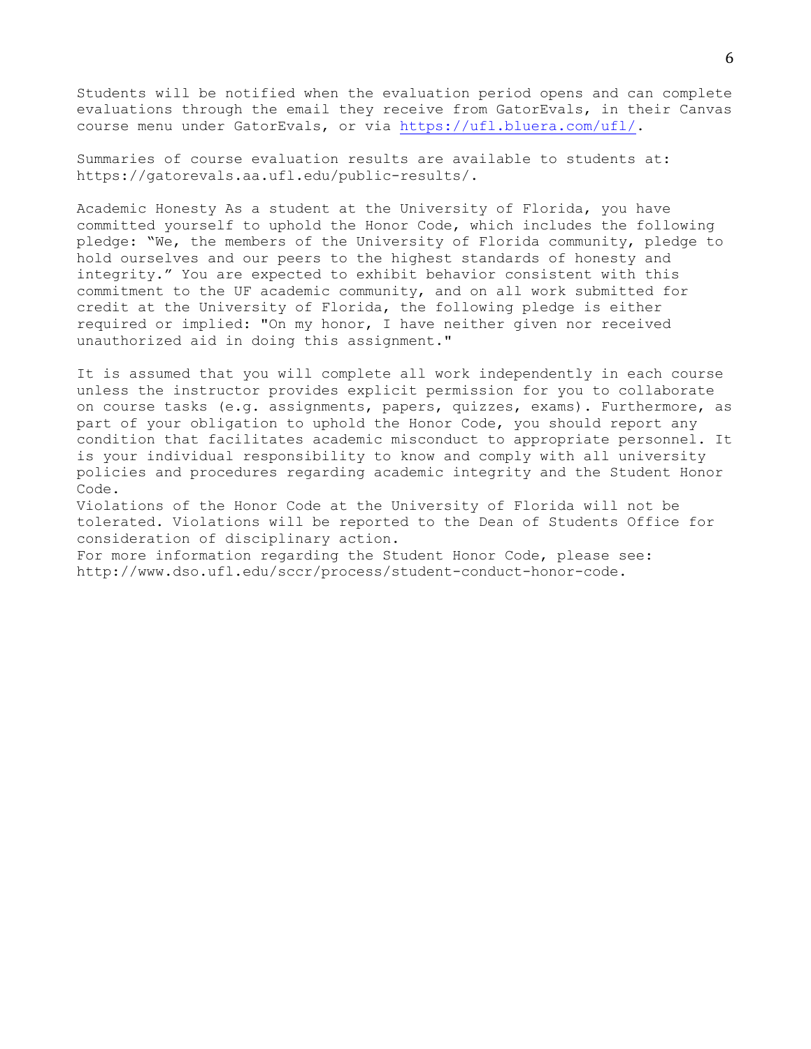Students will be notified when the evaluation period opens and can complete evaluations through the email they receive from GatorEvals, in their Canvas course menu under GatorEvals, or via https://ufl.bluera.com/ufl/.

Summaries of course evaluation results are available to students at: https://gatorevals.aa.ufl.edu/public-results/.

Academic Honesty As a student at the University of Florida, you have committed yourself to uphold the Honor Code, which includes the following pledge: "We, the members of the University of Florida community, pledge to hold ourselves and our peers to the highest standards of honesty and integrity." You are expected to exhibit behavior consistent with this commitment to the UF academic community, and on all work submitted for credit at the University of Florida, the following pledge is either required or implied: "On my honor, I have neither given nor received unauthorized aid in doing this assignment."

It is assumed that you will complete all work independently in each course unless the instructor provides explicit permission for you to collaborate on course tasks (e.g. assignments, papers, quizzes, exams). Furthermore, as part of your obligation to uphold the Honor Code, you should report any condition that facilitates academic misconduct to appropriate personnel. It is your individual responsibility to know and comply with all university policies and procedures regarding academic integrity and the Student Honor Code.

Violations of the Honor Code at the University of Florida will not be tolerated. Violations will be reported to the Dean of Students Office for consideration of disciplinary action.

For more information regarding the Student Honor Code, please see: http://www.dso.ufl.edu/sccr/process/student-conduct-honor-code.